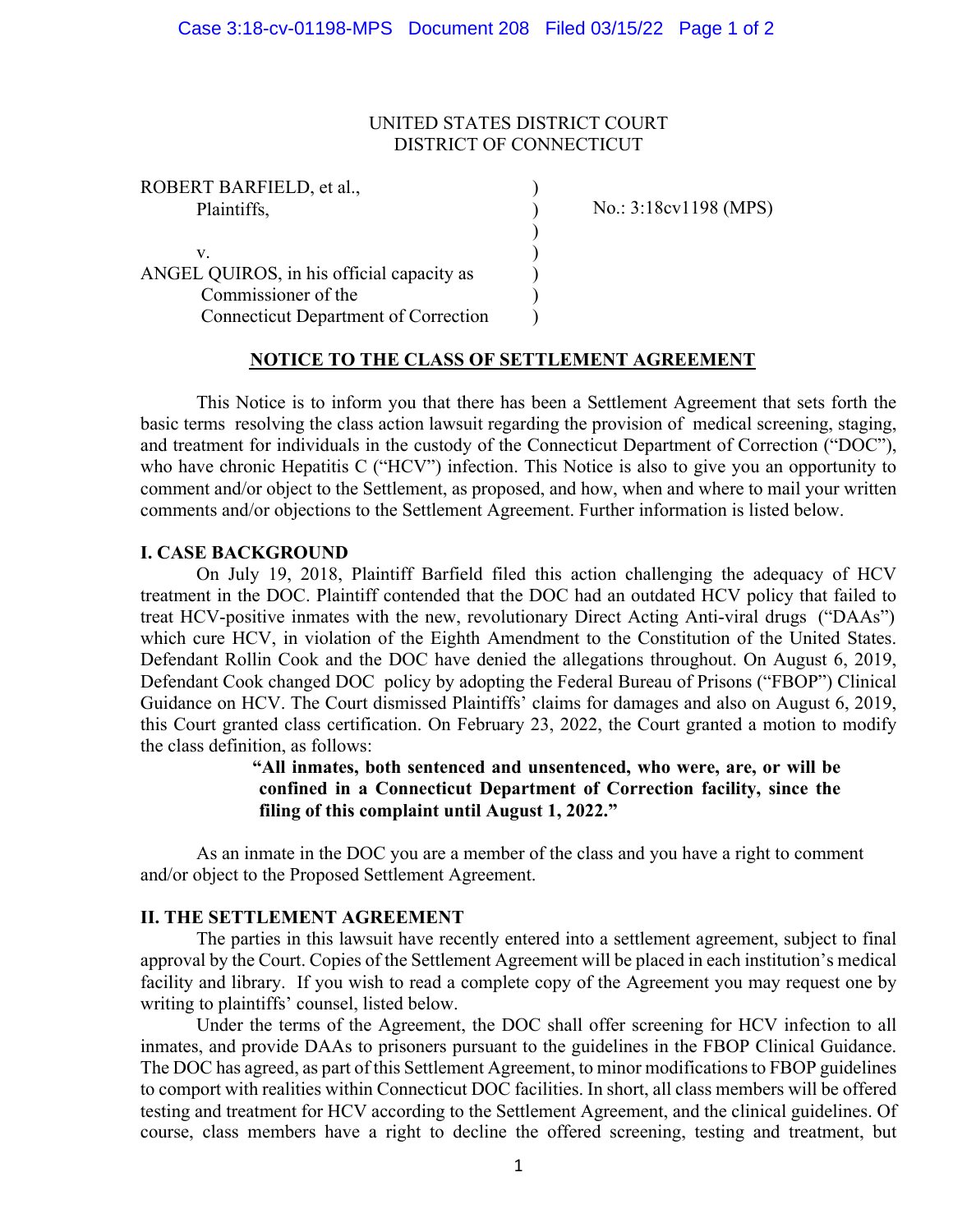UNITED STATES DISTRICT COURT
DISTRICT OF CONNECTICUT

| | | |
|---|---|---|
| ROBERT BARFIELD, et al., Plaintiffs, | ) | No.: 3:18cv1198 (MPS) |
| v. | ) | |
| ANGEL QUIROS, in his official capacity as Commissioner of the Connecticut Department of Correction | ) | |

# NOTICE TO THE CLASS OF SETTLEMENT AGREEMENT

This Notice is to inform you that there has been a Settlement Agreement that sets forth the basic terms resolving the class action lawsuit regarding the provision of medical screening, staging, and treatment for individuals in the custody of the Connecticut Department of Correction ("DOC"), who have chronic Hepatitis C ("HCV") infection. This Notice is also to give you an opportunity to comment and/or object to the Settlement, as proposed, and how, when and where to mail your written comments and/or objections to the Settlement Agreement. Further information is listed below.

## I. CASE BACKGROUND

On July 19, 2018, Plaintiff Barfield filed this action challenging the adequacy of HCV treatment in the DOC. Plaintiff contended that the DOC had an outdated HCV policy that failed to treat HCV-positive inmates with the new, revolutionary Direct Acting Anti-viral drugs ("DAAs") which cure HCV, in violation of the Eighth Amendment to the Constitution of the United States. Defendant Rollin Cook and the DOC have denied the allegations throughout. On August 6, 2019, Defendant Cook changed DOC policy by adopting the Federal Bureau of Prisons ("FBOP") Clinical Guidance on HCV. The Court dismissed Plaintiffs' claims for damages and also on August 6, 2019, this Court granted class certification. On February 23, 2022, the Court granted a motion to modify the class definition, as follows:

> **"All inmates, both sentenced and unsentenced, who were, are, or will be confined in a Connecticut Department of Correction facility, since the filing of this complaint until August 1, 2022."**

As an inmate in the DOC you are a member of the class and you have a right to comment and/or object to the Proposed Settlement Agreement.

## II. THE SETTLEMENT AGREEMENT

The parties in this lawsuit have recently entered into a settlement agreement, subject to final approval by the Court. Copies of the Settlement Agreement will be placed in each institution's medical facility and library. If you wish to read a complete copy of the Agreement you may request one by writing to plaintiffs' counsel, listed below.

Under the terms of the Agreement, the DOC shall offer screening for HCV infection to all inmates, and provide DAAs to prisoners pursuant to the guidelines in the FBOP Clinical Guidance. The DOC has agreed, as part of this Settlement Agreement, to minor modifications to FBOP guidelines to comport with realities within Connecticut DOC facilities. In short, all class members will be offered testing and treatment for HCV according to the Settlement Agreement, and the clinical guidelines. Of course, class members have a right to decline the offered screening, testing and treatment, but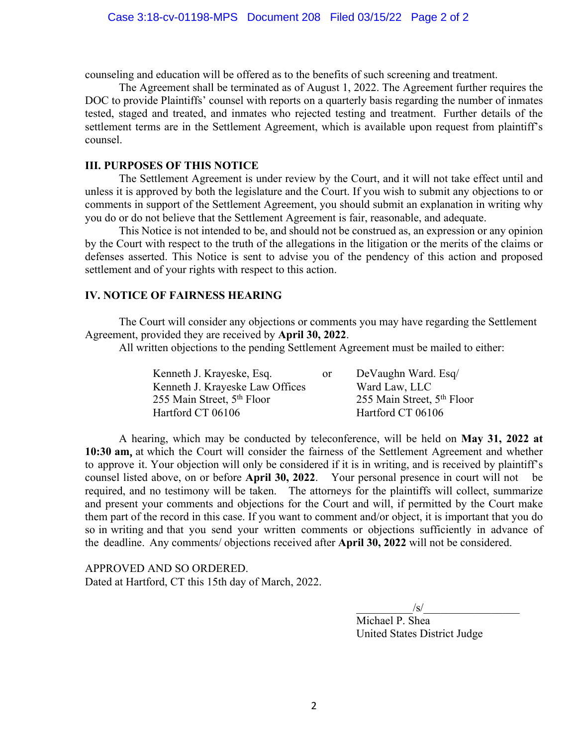counseling and education will be offered as to the benefits of such screening and treatment.

The Agreement shall be terminated as of August 1, 2022. The Agreement further requires the DOC to provide Plaintiffs' counsel with reports on a quarterly basis regarding the number of inmates tested, staged and treated, and inmates who rejected testing and treatment. Further details of the settlement terms are in the Settlement Agreement, which is available upon request from plaintiff's counsel.

### III. PURPOSES OF THIS NOTICE

The Settlement Agreement is under review by the Court, and it will not take effect until and unless it is approved by both the legislature and the Court. If you wish to submit any objections to or comments in support of the Settlement Agreement, you should submit an explanation in writing why you do or do not believe that the Settlement Agreement is fair, reasonable, and adequate.

This Notice is not intended to be, and should not be construed as, an expression or any opinion by the Court with respect to the truth of the allegations in the litigation or the merits of the claims or defenses asserted. This Notice is sent to advise you of the pendency of this action and proposed settlement and of your rights with respect to this action.

### IV. NOTICE OF FAIRNESS HEARING

The Court will consider any objections or comments you may have regarding the Settlement Agreement, provided they are received by **April 30, 2022**.

All written objections to the pending Settlement Agreement must be mailed to either:

Kenneth J. Krayeske, Esq.
Kenneth J. Krayeske Law Offices
255 Main Street, 5th Floor
Hartford CT 06106

or

DeVaughn Ward. Esq/
Ward Law, LLC
255 Main Street, 5th Floor
Hartford CT 06106

A hearing, which may be conducted by teleconference, will be held on **May 31, 2022 at 10:30 am,** at which the Court will consider the fairness of the Settlement Agreement and whether to approve it. Your objection will only be considered if it is in writing, and is received by plaintiff's counsel listed above, on or before **April 30, 2022**. Your personal presence in court will not be required, and no testimony will be taken. The attorneys for the plaintiffs will collect, summarize and present your comments and objections for the Court and will, if permitted by the Court make them part of the record in this case. If you want to comment and/or object, it is important that you do so in writing and that you send your written comments or objections sufficiently in advance of the deadline. Any comments/ objections received after **April 30, 2022** will not be considered.

APPROVED AND SO ORDERED.
Dated at Hartford, CT this 15th day of March, 2022.

/s/
Michael P. Shea
United States District Judge